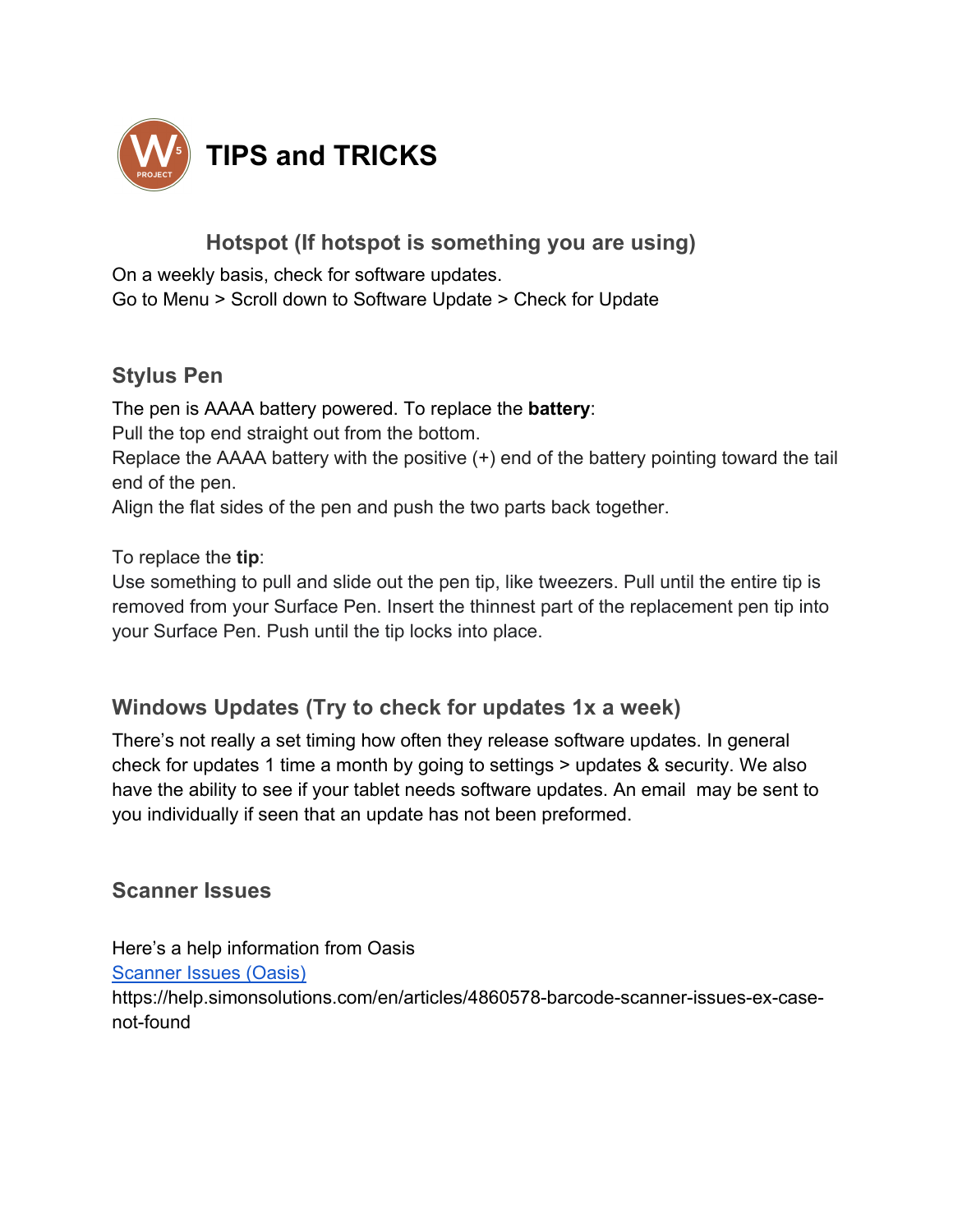# TIPS and TRICKS

## Hotspot (If hotspot is something you are using)

On a weekly basis, check for software updates.
Go to Menu > Scroll down to Software Update > Check for Update

## Stylus Pen

The pen is AAAA battery powered. To replace the **battery**:
Pull the top end straight out from the bottom.
Replace the AAAA battery with the positive (+) end of the battery pointing toward the tail end of the pen.
Align the flat sides of the pen and push the two parts back together.

To replace the **tip**:
Use something to pull and slide out the pen tip, like tweezers. Pull until the entire tip is removed from your Surface Pen. Insert the thinnest part of the replacement pen tip into your Surface Pen. Push until the tip locks into place.

## Windows Updates (Try to check for updates 1x a week)

There's not really a set timing how often they release software updates. In general check for updates 1 time a month by going to settings > updates & security. We also have the ability to see if your tablet needs software updates. An email may be sent to you individually if seen that an update has not been preformed.

## Scanner Issues

Here's a help information from Oasis
[Scanner Issues (Oasis)](https://help.simonsolutions.com/en/articles/4860578-barcode-scanner-issues-ex-case-not-found)
https://help.simonsolutions.com/en/articles/4860578-barcode-scanner-issues-ex-case-not-found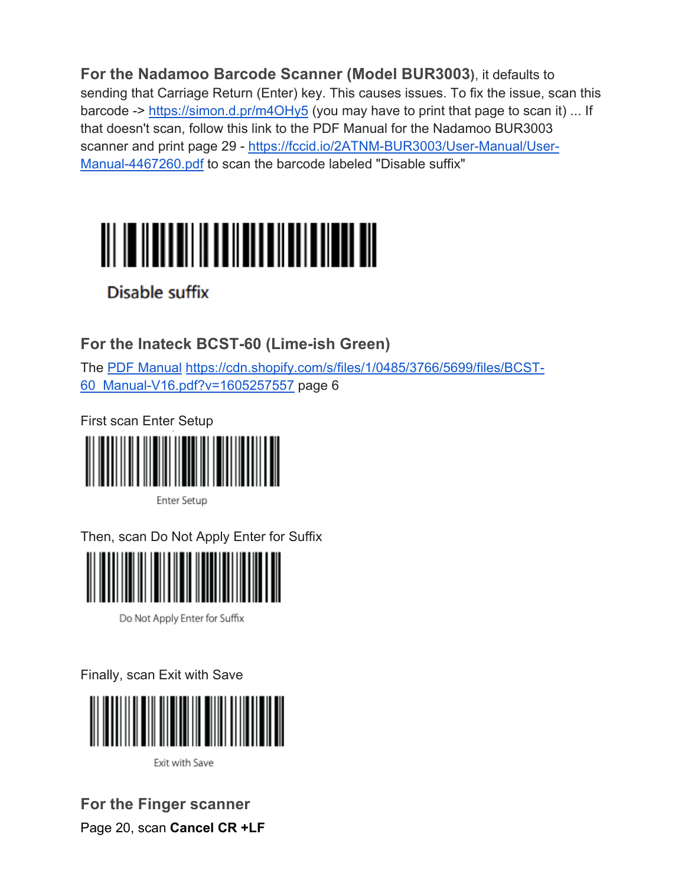**For the Nadamoo Barcode Scanner (Model BUR3003)**, it defaults to sending that Carriage Return (Enter) key. This causes issues. To fix the issue, scan this barcode -> https://simon.d.pr/m4OHy5 (you may have to print that page to scan it) ... If that doesn't scan, follow this link to the PDF Manual for the Nadamoo BUR3003 scanner and print page 29 - https://fccid.io/2ATNM-BUR3003/User-Manual/User-Manual-4467260.pdf to scan the barcode labeled "Disable suffix"

Disable suffix

## For the Inateck BCST-60 (Lime-ish Green)

The PDF Manual https://cdn.shopify.com/s/files/1/0485/3766/5699/files/BCST-60_Manual-V16.pdf?v=1605257557 page 6

First scan Enter Setup

Enter Setup

Then, scan Do Not Apply Enter for Suffix

Do Not Apply Enter for Suffix

Finally, scan Exit with Save

Exit with Save

## For the Finger scanner

Page 20, scan **Cancel CR +LF**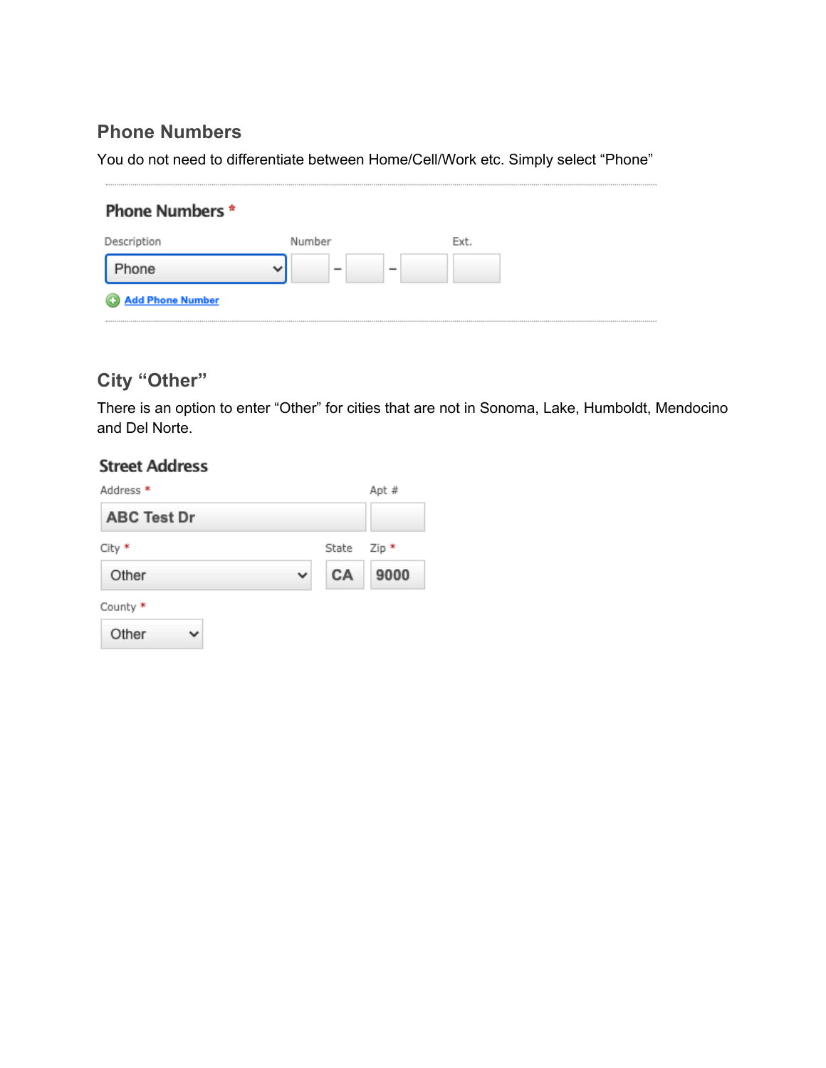## Phone Numbers

You do not need to differentiate between Home/Cell/Work etc. Simply select “Phone”

**Phone Numbers** *

Description

Phone

Number

Ext.

Add Phone Number

## City “Other”

There is an option to enter “Other” for cities that are not in Sonoma, Lake, Humboldt, Mendocino and Del Norte.

**Street Address**

Address *

ABC Test Dr

Apt #

City *

Other

State

CA

Zip *

9000

County *

Other